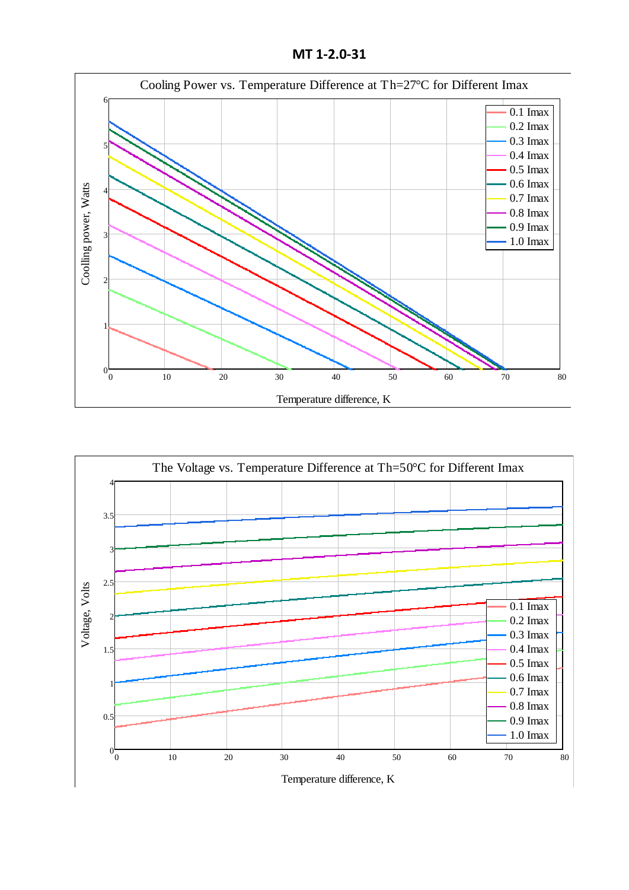**MT 1-2.0-31**

Cooling Power vs. Temperature Difference at Th=27°C for Different Imax

Coolling power, Watts

0
1
2
3
4
5
6

0
10
20
30
40
50
60
70
80

Temperature difference, K

0.1 Imax
0.2 Imax
0.3 Imax
0.4 Imax
0.5 Imax
0.6 Imax
0.7 Imax
0.8 Imax
0.9 Imax
1.0 Imax

The Voltage vs. Temperature Difference at Th=50°C for Different Imax

Voltage, Volts

0
0.5
1
1.5
2
2.5
3
3.5
4

0
10
20
30
40
50
60
70
80

Temperature difference, K

0.1 Imax
0.2 Imax
0.3 Imax
0.4 Imax
0.5 Imax
0.6 Imax
0.7 Imax
0.8 Imax
0.9 Imax
1.0 Imax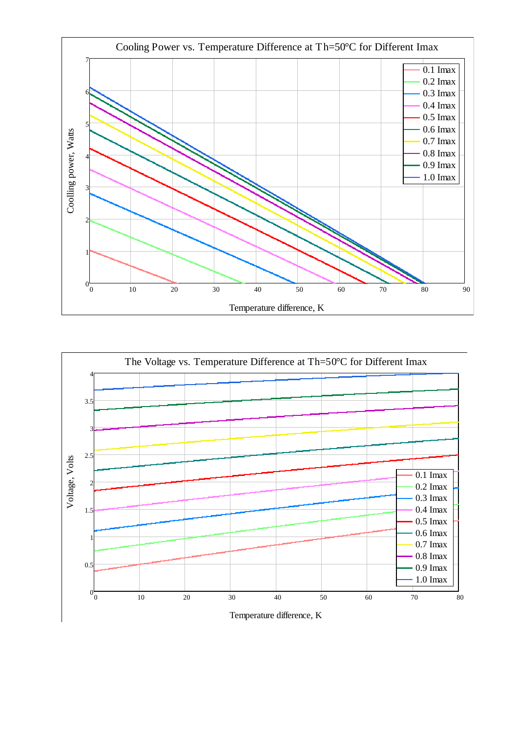Cooling Power vs. Temperature Difference at Th=50°C for Different Imax

Coolling power, Watts

Temperature difference, K

0 1 2 3 4 5 6 7

0 10 20 30 40 50 60 70 80 90

0.1 Imax
0.2 Imax
0.3 Imax
0.4 Imax
0.5 Imax
0.6 Imax
0.7 Imax
0.8 Imax
0.9 Imax
1.0 Imax

The Voltage vs. Temperature Difference at Th=50°C for Different Imax

Voltage, Volts

Temperature difference, K

0 0.5 1 1.5 2 2.5 3 3.5 4

0 10 20 30 40 50 60 70 80

0.1 Imax
0.2 Imax
0.3 Imax
0.4 Imax
0.5 Imax
0.6 Imax
0.7 Imax
0.8 Imax
0.9 Imax
1.0 Imax